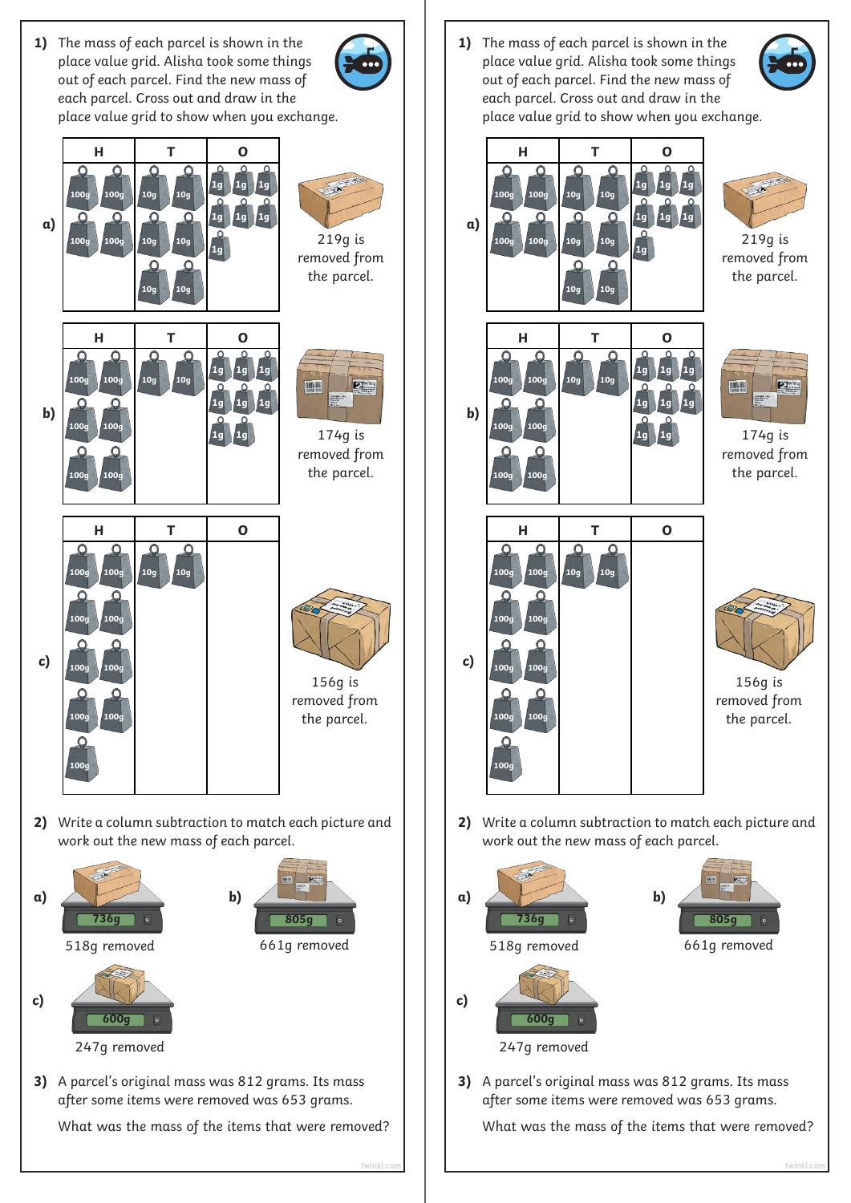1) The mass of each parcel is shown in the place value grid. Alisha took some things out of each parcel. Find the new mass of each parcel. Cross out and draw in the place value grid to show when you exchange.

**a)**

| H | T | O |
|---|---|---|
| 100g 100g 100g 100g | 10g 10g 10g 10g 10g 10g | 1g 1g 1g 1g 1g 1g 1g |

219g is removed from the parcel.

**b)**

| H | T | O |
|---|---|---|
| 100g 100g 100g 100g 100g 100g | 10g 10g | 1g 1g 1g 1g 1g 1g 1g 1g |

174g is removed from the parcel.

**c)**

| H | T | O |
|---|---|---|
| 100g 100g 100g 100g 100g 100g 100g 100g 100g | 10g 10g | |

156g is removed from the parcel.

2) Write a column subtraction to match each picture and work out the new mass of each parcel.

**a)** 736g

518g removed

**b)** 805g

661g removed

**c)** 600g

247g removed

3) A parcel's original mass was 812 grams. Its mass after some items were removed was 653 grams.

What was the mass of the items that were removed?

---

1) The mass of each parcel is shown in the place value grid. Alisha took some things out of each parcel. Find the new mass of each parcel. Cross out and draw in the place value grid to show when you exchange.

**a)**

| H | T | O |
|---|---|---|
| 100g 100g 100g 100g | 10g 10g 10g 10g 10g 10g | 1g 1g 1g 1g 1g 1g 1g |

219g is removed from the parcel.

**b)**

| H | T | O |
|---|---|---|
| 100g 100g 100g 100g 100g 100g | 10g 10g | 1g 1g 1g 1g 1g 1g 1g 1g |

174g is removed from the parcel.

**c)**

| H | T | O |
|---|---|---|
| 100g 100g 100g 100g 100g 100g 100g 100g 100g | 10g 10g | |

156g is removed from the parcel.

2) Write a column subtraction to match each picture and work out the new mass of each parcel.

**a)** 736g

518g removed

**b)** 805g

661g removed

**c)** 600g

247g removed

3) A parcel's original mass was 812 grams. Its mass after some items were removed was 653 grams.

What was the mass of the items that were removed?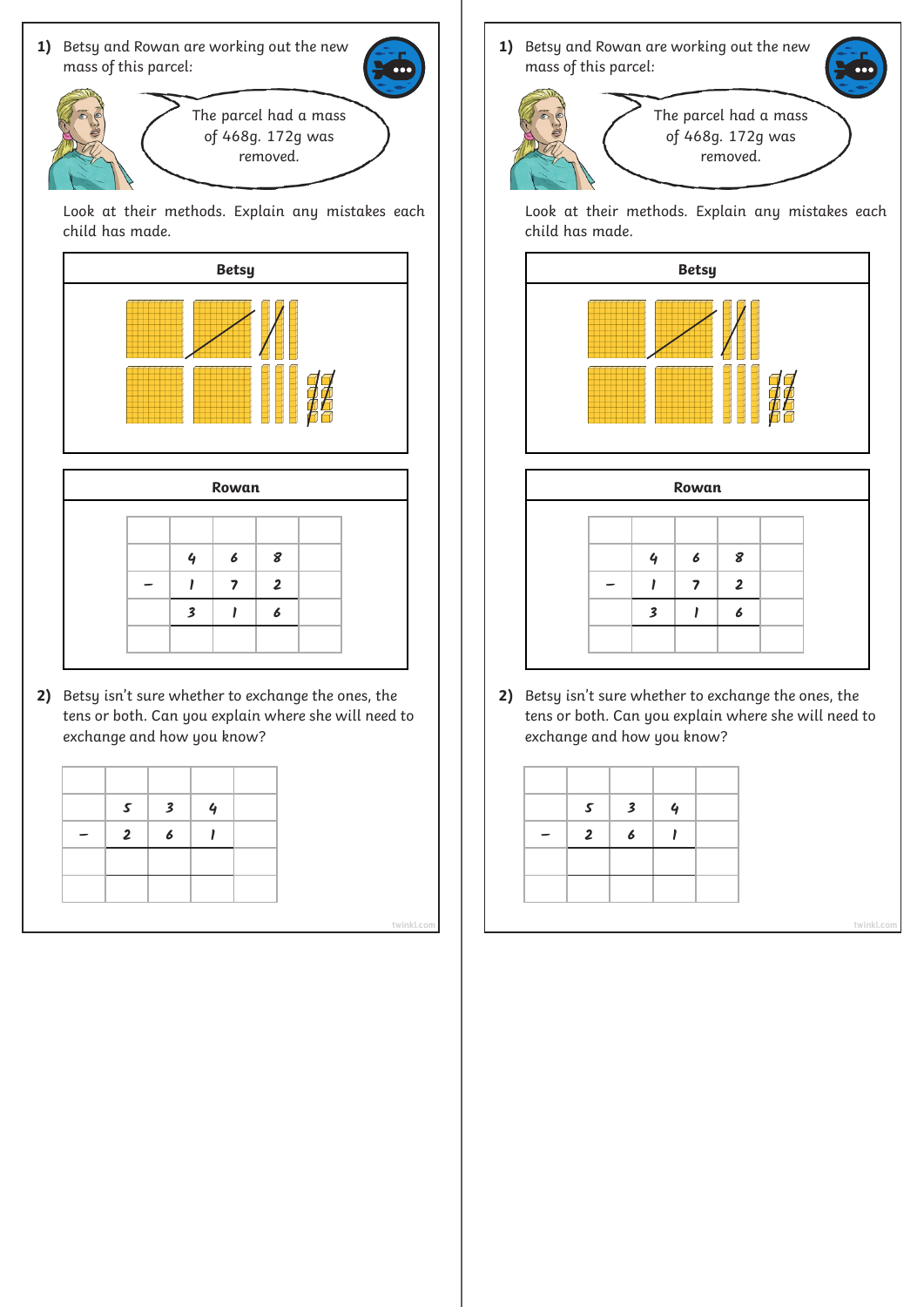**1)** Betsy and Rowan are working out the new mass of this parcel:

The parcel had a mass of 468g. 172g was removed.

Look at their methods. Explain any mistakes each child has made.

**Betsy**

**Rowan**

| | | | | |
|---|---|---|---|---|
| | 4 | 6 | 8 | |
| − | 1 | 7 | 2 | |
| | 3 | 1 | 6 | |

**2)** Betsy isn't sure whether to exchange the ones, the tens or both. Can you explain where she will need to exchange and how you know?

| | | | | |
|---|---|---|---|---|
| | 5 | 3 | 4 | |
| − | 2 | 6 | 1 | |
| | | | | |

**1)** Betsy and Rowan are working out the new mass of this parcel:

The parcel had a mass of 468g. 172g was removed.

Look at their methods. Explain any mistakes each child has made.

**Betsy**

**Rowan**

| | | | | |
|---|---|---|---|---|
| | 4 | 6 | 8 | |
| − | 1 | 7 | 2 | |
| | 3 | 1 | 6 | |

**2)** Betsy isn't sure whether to exchange the ones, the tens or both. Can you explain where she will need to exchange and how you know?

| | | | | |
|---|---|---|---|---|
| | 5 | 3 | 4 | |
| − | 2 | 6 | 1 | |
| | | | | |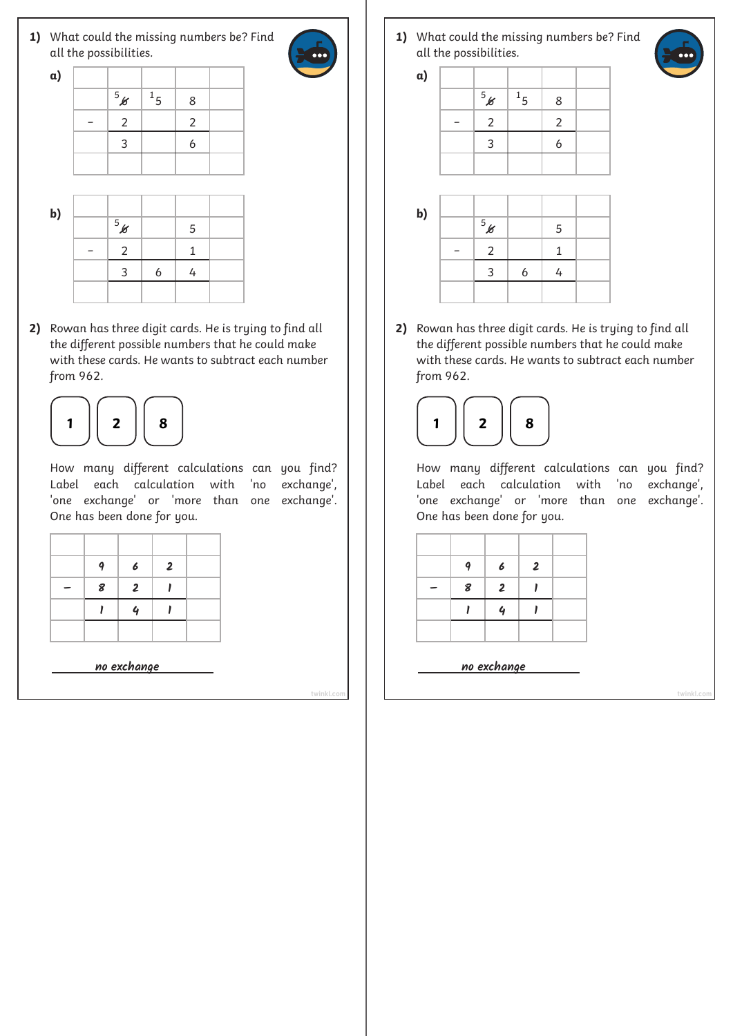1) What could the missing numbers be? Find all the possibilities.

a)

| | | | | |
|---|---|---|---|---|
| | | | | |
| | $^{5}\not{6}$ | $^{1}5$ | 8 | |
| − | 2 | | 2 | |
| | 3 | | 6 | |
| | | | | |

b)

| | | | | |
|---|---|---|---|---|
| | | | | |
| | $^{5}\not{6}$ | | 5 | |
| − | 2 | | 1 | |
| | 3 | 6 | 4 | |
| | | | | |

2) Rowan has three digit cards. He is trying to find all the different possible numbers that he could make with these cards. He wants to subtract each number from 962.

**1** **2** **8**

How many different calculations can you find? Label each calculation with 'no exchange', 'one exchange' or 'more than one exchange'. One has been done for you.

| | | | | |
|---|---|---|---|---|
| | | | | |
| | 9 | 6 | 2 | |
| − | 8 | 2 | 1 | |
| | 1 | 4 | 1 | |
| | | | | |

no exchange